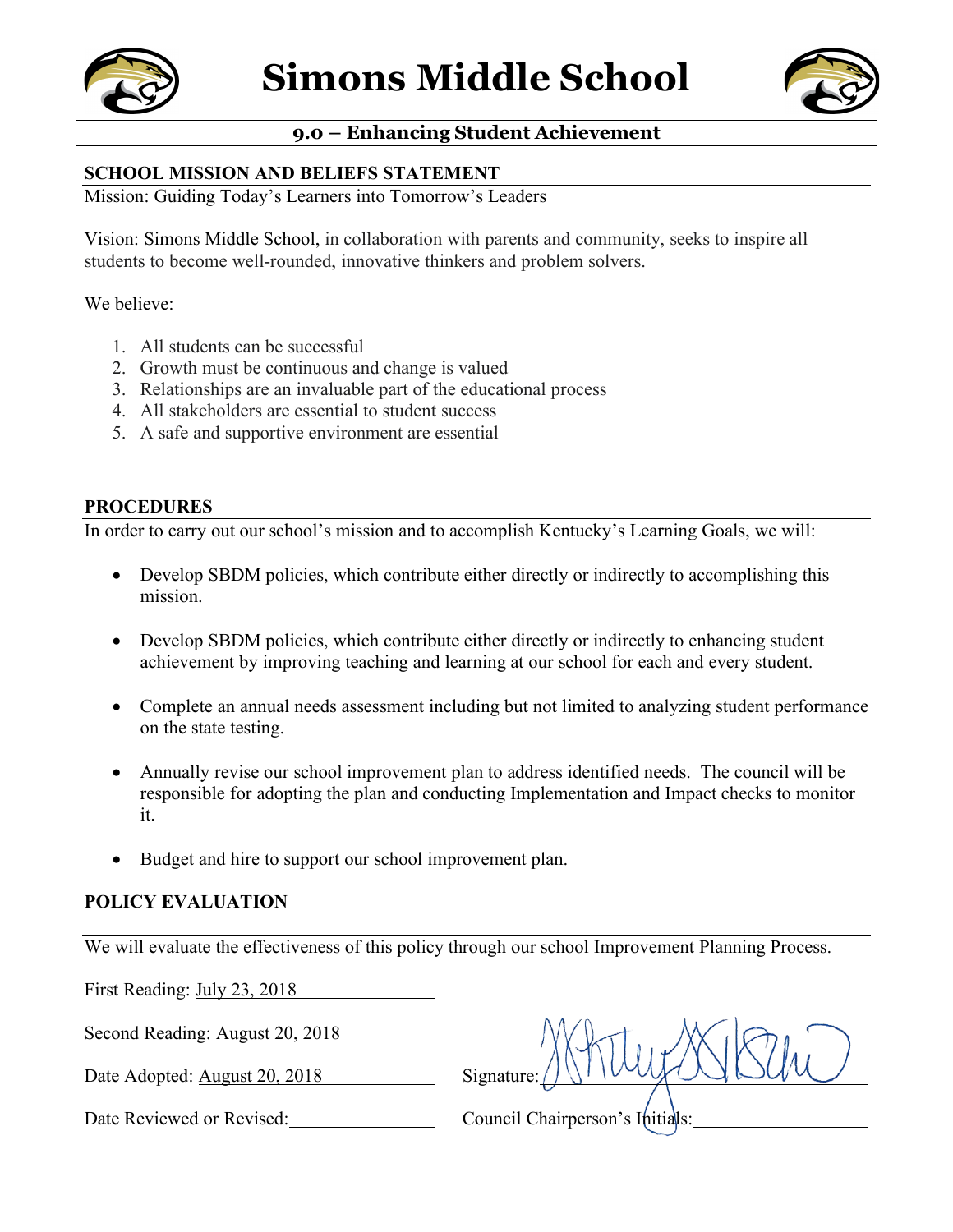# Simons Middle School

## 9.0 – Enhancing Student Achievement

### SCHOOL MISSION AND BELIEFS STATEMENT

Mission: Guiding Today's Learners into Tomorrow's Leaders

Vision: Simons Middle School, in collaboration with parents and community, seeks to inspire all students to become well-rounded, innovative thinkers and problem solvers.

We believe:

1. All students can be successful
2. Growth must be continuous and change is valued
3. Relationships are an invaluable part of the educational process
4. All stakeholders are essential to student success
5. A safe and supportive environment are essential

### PROCEDURES

In order to carry out our school's mission and to accomplish Kentucky's Learning Goals, we will:

- Develop SBDM policies, which contribute either directly or indirectly to accomplishing this mission.
- Develop SBDM policies, which contribute either directly or indirectly to enhancing student achievement by improving teaching and learning at our school for each and every student.
- Complete an annual needs assessment including but not limited to analyzing student performance on the state testing.
- Annually revise our school improvement plan to address identified needs. The council will be responsible for adopting the plan and conducting Implementation and Impact checks to monitor it.
- Budget and hire to support our school improvement plan.

### POLICY EVALUATION

We will evaluate the effectiveness of this policy through our school Improvement Planning Process.

First Reading: July 23, 2018

Second Reading: August 20, 2018

Date Adopted: August 20, 2018 Signature: [signature]

Date Reviewed or Revised: Council Chairperson's Initials: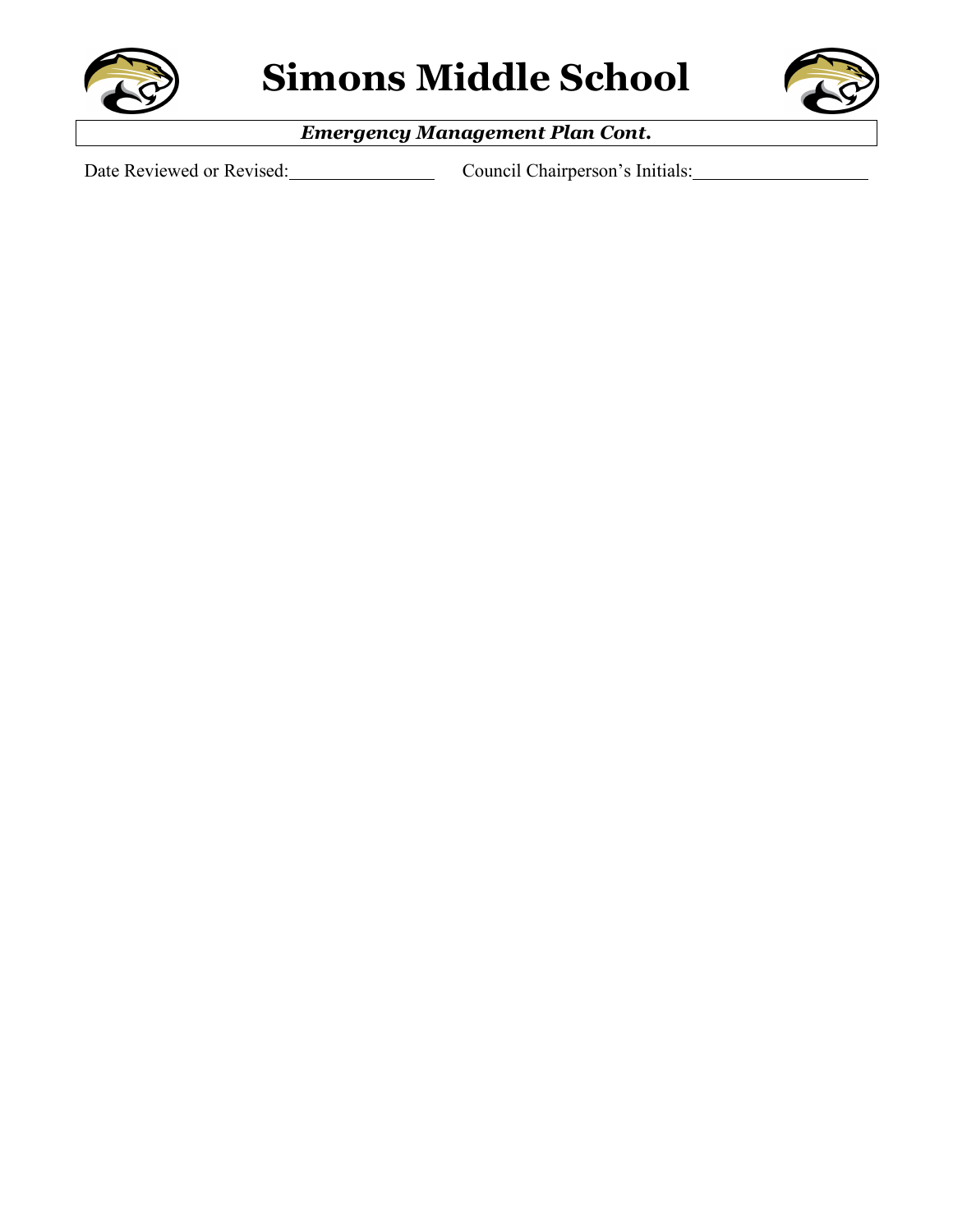# Simons Middle School

***Emergency Management Plan Cont.***

Date Reviewed or Revised:\_\_\_\_\_\_\_\_\_\_\_\_\_\_\_\_ Council Chairperson's Initials:\_\_\_\_\_\_\_\_\_\_\_\_\_\_\_\_\_\_